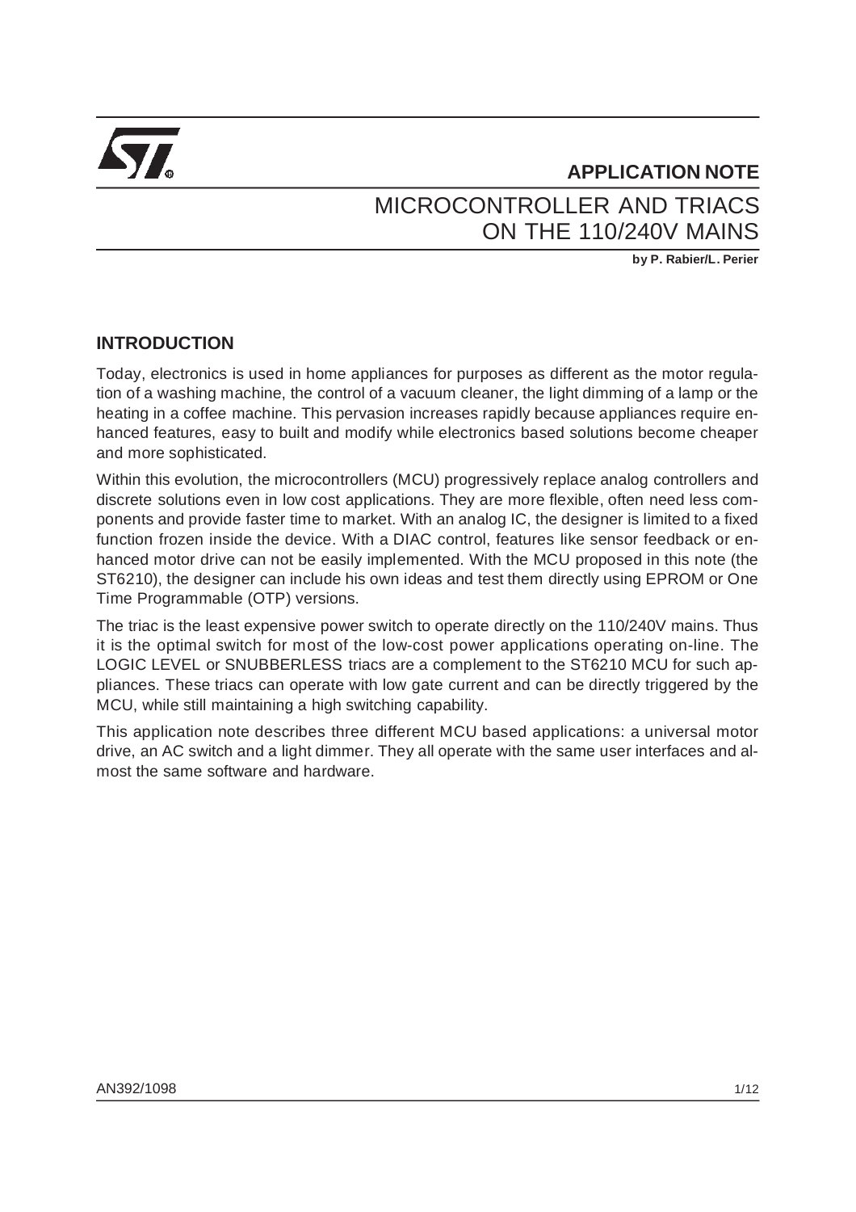**APPLICATION NOTE**

# MICROCONTROLLER AND TRIACS ON THE 110/240V MAINS

**by P. Rabier/L. Perier**

## INTRODUCTION

Today, electronics is used in home appliances for purposes as different as the motor regulation of a washing machine, the control of a vacuum cleaner, the light dimming of a lamp or the heating in a coffee machine. This pervasion increases rapidly because appliances require enhanced features, easy to built and modify while electronics based solutions become cheaper and more sophisticated.

Within this evolution, the microcontrollers (MCU) progressively replace analog controllers and discrete solutions even in low cost applications. They are more flexible, often need less components and provide faster time to market. With an analog IC, the designer is limited to a fixed function frozen inside the device. With a DIAC control, features like sensor feedback or enhanced motor drive can not be easily implemented. With the MCU proposed in this note (the ST6210), the designer can include his own ideas and test them directly using EPROM or One Time Programmable (OTP) versions.

The triac is the least expensive power switch to operate directly on the 110/240V mains. Thus it is the optimal switch for most of the low-cost power applications operating on-line. The LOGIC LEVEL or SNUBBERLESS triacs are a complement to the ST6210 MCU for such appliances. These triacs can operate with low gate current and can be directly triggered by the MCU, while still maintaining a high switching capability.

This application note describes three different MCU based applications: a universal motor drive, an AC switch and a light dimmer. They all operate with the same user interfaces and almost the same software and hardware.

AN392/1098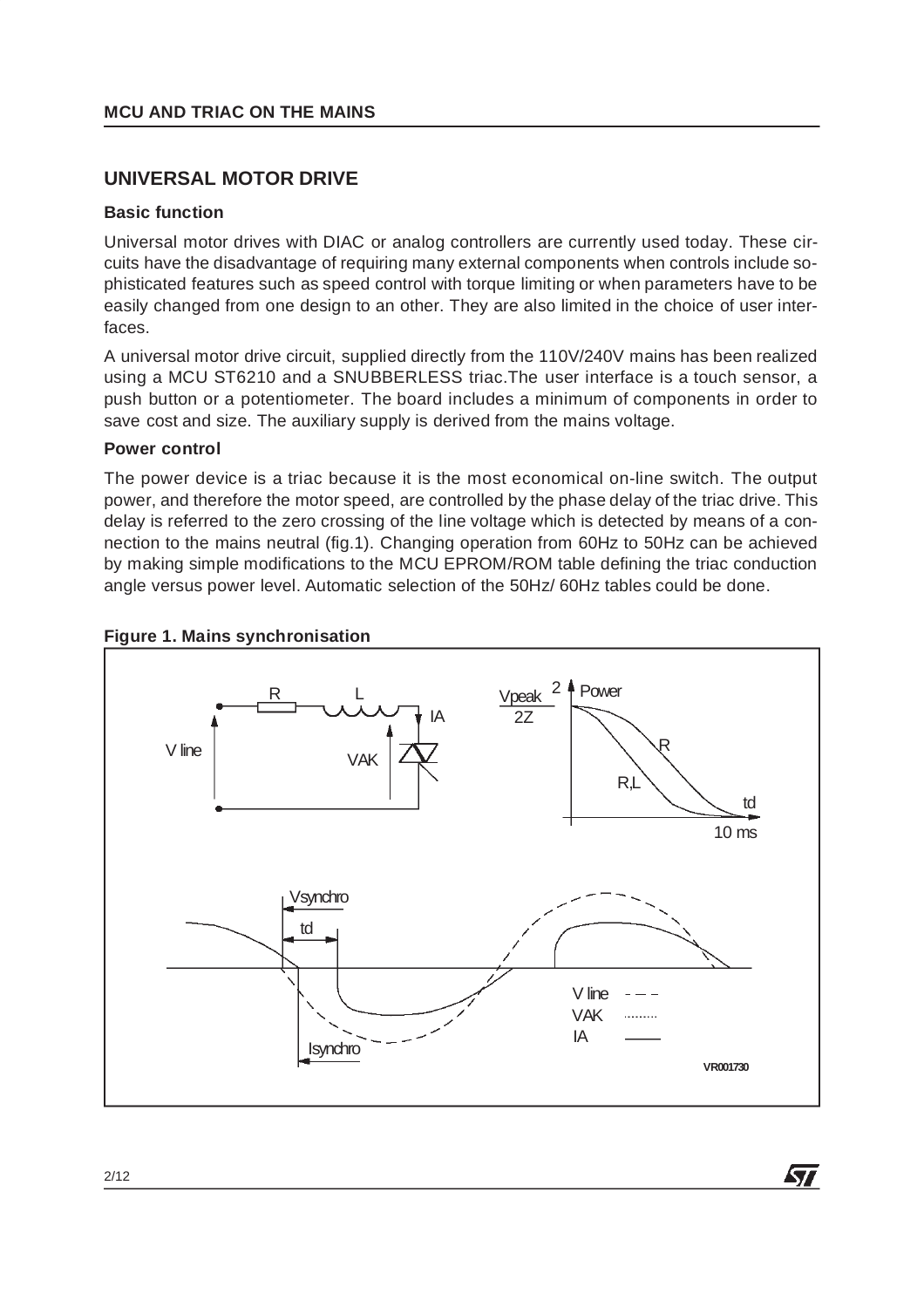## UNIVERSAL MOTOR DRIVE

### Basic function

Universal motor drives with DIAC or analog controllers are currently used today. These circuits have the disadvantage of requiring many external components when controls include sophisticated features such as speed control with torque limiting or when parameters have to be easily changed from one design to an other. They are also limited in the choice of user interfaces.

A universal motor drive circuit, supplied directly from the 110V/240V mains has been realized using a MCU ST6210 and a SNUBBERLESS triac.The user interface is a touch sensor, a push button or a potentiometer. The board includes a minimum of components in order to save cost and size. The auxiliary supply is derived from the mains voltage.

### Power control

The power device is a triac because it is the most economical on-line switch. The output power, and therefore the motor speed, are controlled by the phase delay of the triac drive. This delay is referred to the zero crossing of the line voltage which is detected by means of a connection to the mains neutral (fig.1). Changing operation from 60Hz to 50Hz can be achieved by making simple modifications to the MCU EPROM/ROM table defining the triac conduction angle versus power level. Automatic selection of the 50Hz/ 60Hz tables could be done.

**Figure 1. Mains synchronisation**

R L IA
V line
VAK

$\frac{Vpeak^2}{2Z}$ Power
R
R,L
td
10 ms

Vsynchro
td
Isynchro

V line
VAK
IA

VR001730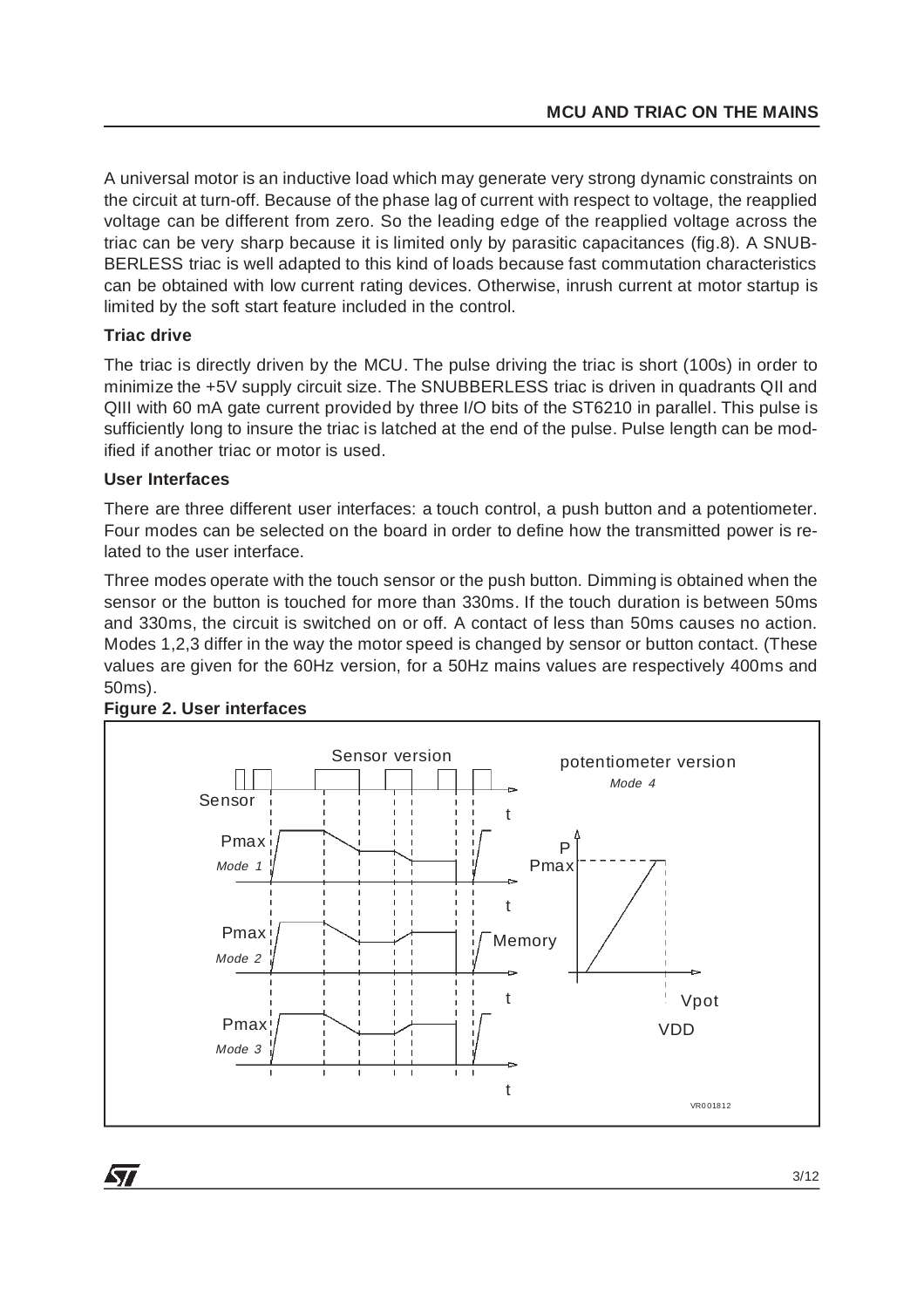A universal motor is an inductive load which may generate very strong dynamic constraints on the circuit at turn-off. Because of the phase lag of current with respect to voltage, the reapplied voltage can be different from zero. So the leading edge of the reapplied voltage across the triac can be very sharp because it is limited only by parasitic capacitances (fig.8). A SNUBBERLESS triac is well adapted to this kind of loads because fast commutation characteristics can be obtained with low current rating devices. Otherwise, inrush current at motor startup is limited by the soft start feature included in the control.

**Triac drive**

The triac is directly driven by the MCU. The pulse driving the triac is short (100s) in order to minimize the +5V supply circuit size. The SNUBBERLESS triac is driven in quadrants QII and QIII with 60 mA gate current provided by three I/O bits of the ST6210 in parallel. This pulse is sufficiently long to insure the triac is latched at the end of the pulse. Pulse length can be modified if another triac or motor is used.

**User Interfaces**

There are three different user interfaces: a touch control, a push button and a potentiometer. Four modes can be selected on the board in order to define how the transmitted power is related to the user interface.

Three modes operate with the touch sensor or the push button. Dimming is obtained when the sensor or the button is touched for more than 330ms. If the touch duration is between 50ms and 330ms, the circuit is switched on or off. A contact of less than 50ms causes no action. Modes 1,2,3 differ in the way the motor speed is changed by sensor or button contact. (These values are given for the 60Hz version, for a 50Hz mains values are respectively 400ms and 50ms).

**Figure 2. User interfaces**

Sensor version

Sensor

t

Pmax

Mode 1

t

Pmax

Mode 2

Memory

t

Pmax

Mode 3

t

potentiometer version

Mode 4

P

Pmax

Vpot

VDD

VR001812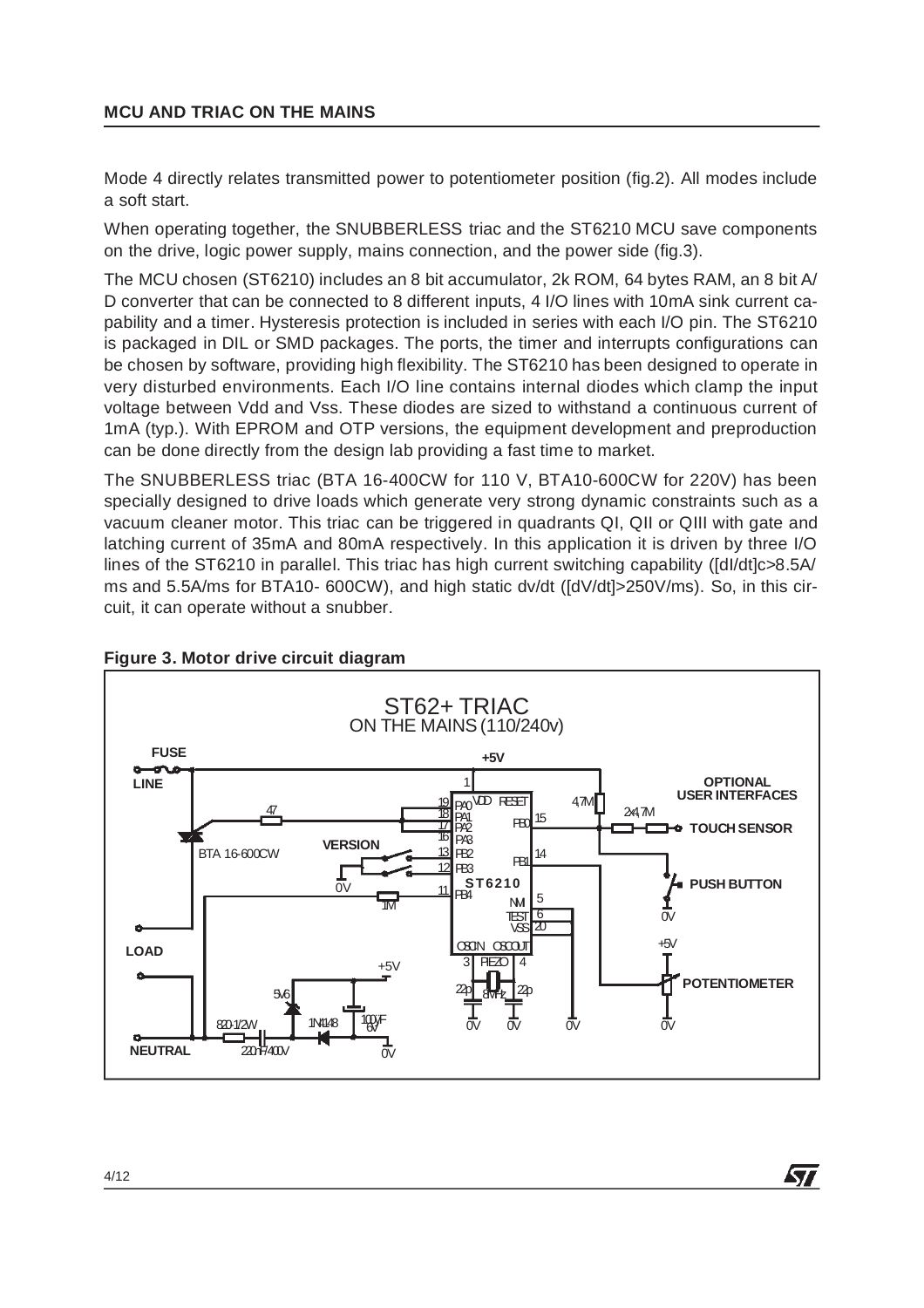Mode 4 directly relates transmitted power to potentiometer position (fig.2). All modes include a soft start.

When operating together, the SNUBBERLESS triac and the ST6210 MCU save components on the drive, logic power supply, mains connection, and the power side (fig.3).

The MCU chosen (ST6210) includes an 8 bit accumulator, 2k ROM, 64 bytes RAM, an 8 bit A/D converter that can be connected to 8 different inputs, 4 I/O lines with 10mA sink current capability and a timer. Hysteresis protection is included in series with each I/O pin. The ST6210 is packaged in DIL or SMD packages. The ports, the timer and interrupts configurations can be chosen by software, providing high flexibility. The ST6210 has been designed to operate in very disturbed environments. Each I/O line contains internal diodes which clamp the input voltage between Vdd and Vss. These diodes are sized to withstand a continuous current of 1mA (typ.). With EPROM and OTP versions, the equipment development and preproduction can be done directly from the design lab providing a fast time to market.

The SNUBBERLESS triac (BTA 16-400CW for 110 V, BTA10-600CW for 220V) has been specially designed to drive loads which generate very strong dynamic constraints such as a vacuum cleaner motor. This triac can be triggered in quadrants QI, QII or QIII with gate and latching current of 35mA and 80mA respectively. In this application it is driven by three I/O lines of the ST6210 in parallel. This triac has high current switching capability ([dI/dt]c>8.5A/ms and 5.5A/ms for BTA10- 600CW), and high static dv/dt ([dV/dt]>250V/ms). So, in this circuit, it can operate without a snubber.

**Figure 3. Motor drive circuit diagram**

ST62+ TRIAC
ON THE MAINS (110/240v)

FUSE
LINE
+5V
47
BTA 16-600CW
VERSION
0V
1M
LOAD
NEUTRAL
5v6
820-1/2W
220nF/400V
1N4148
100µF 6V
+5V
0V
ST6210
1 VDD
RESET
19 PA0
18 PA1
17 PA2
16 PA3
13 PB2
12 PB3
11 PB4
15 PB0
14 PB1
5 NMI
6 TEST
20 VSS
3 OSCIN
4 OSCOUT
PIEZO
8MHz
22p
22p
0V
0V
0V
4,7M
2x4,7M
OPTIONAL USER INTERFACES
TOUCH SENSOR
PUSH BUTTON
0V
+5V
POTENTIOMETER
0V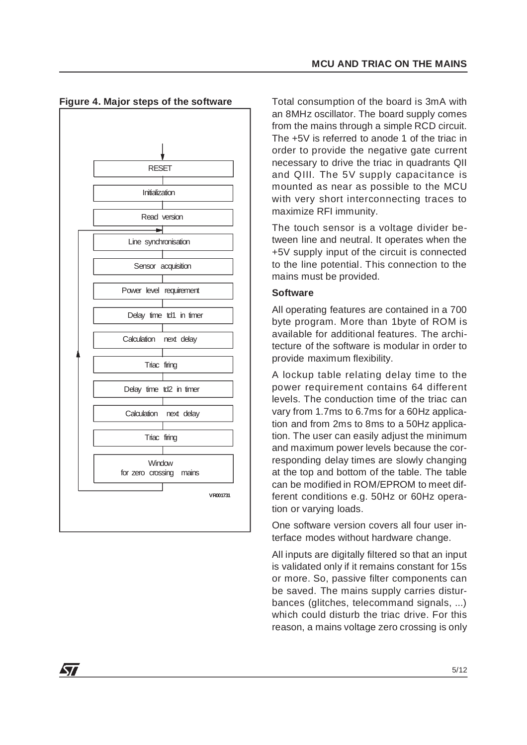**Figure 4. Major steps of the software**

RESET

Initialization

Read version

Line synchronisation

Sensor acquisition

Power level requirement

Delay time td1 in timer

Calculation next delay

Triac firing

Delay time td2 in timer

Calculation next delay

Triac firing

Window
for zero crossing mains

VR001731

Total consumption of the board is 3mA with an 8MHz oscillator. The board supply comes from the mains through a simple RCD circuit. The +5V is referred to anode 1 of the triac in order to provide the negative gate current necessary to drive the triac in quadrants QII and QIII. The 5V supply capacitance is mounted as near as possible to the MCU with very short interconnecting traces to maximize RFI immunity.

The touch sensor is a voltage divider between line and neutral. It operates when the +5V supply input of the circuit is connected to the line potential. This connection to the mains must be provided.

### Software

All operating features are contained in a 700 byte program. More than 1byte of ROM is available for additional features. The architecture of the software is modular in order to provide maximum flexibility.

A lockup table relating delay time to the power requirement contains 64 different levels. The conduction time of the triac can vary from 1.7ms to 6.7ms for a 60Hz application and from 2ms to 8ms to a 50Hz application. The user can easily adjust the minimum and maximum power levels because the corresponding delay times are slowly changing at the top and bottom of the table. The table can be modified in ROM/EPROM to meet different conditions e.g. 50Hz or 60Hz operation or varying loads.

One software version covers all four user interface modes without hardware change.

All inputs are digitally filtered so that an input is validated only if it remains constant for 15s or more. So, passive filter components can be saved. The mains supply carries disturbances (glitches, telecommand signals, ...) which could disturb the triac drive. For this reason, a mains voltage zero crossing is only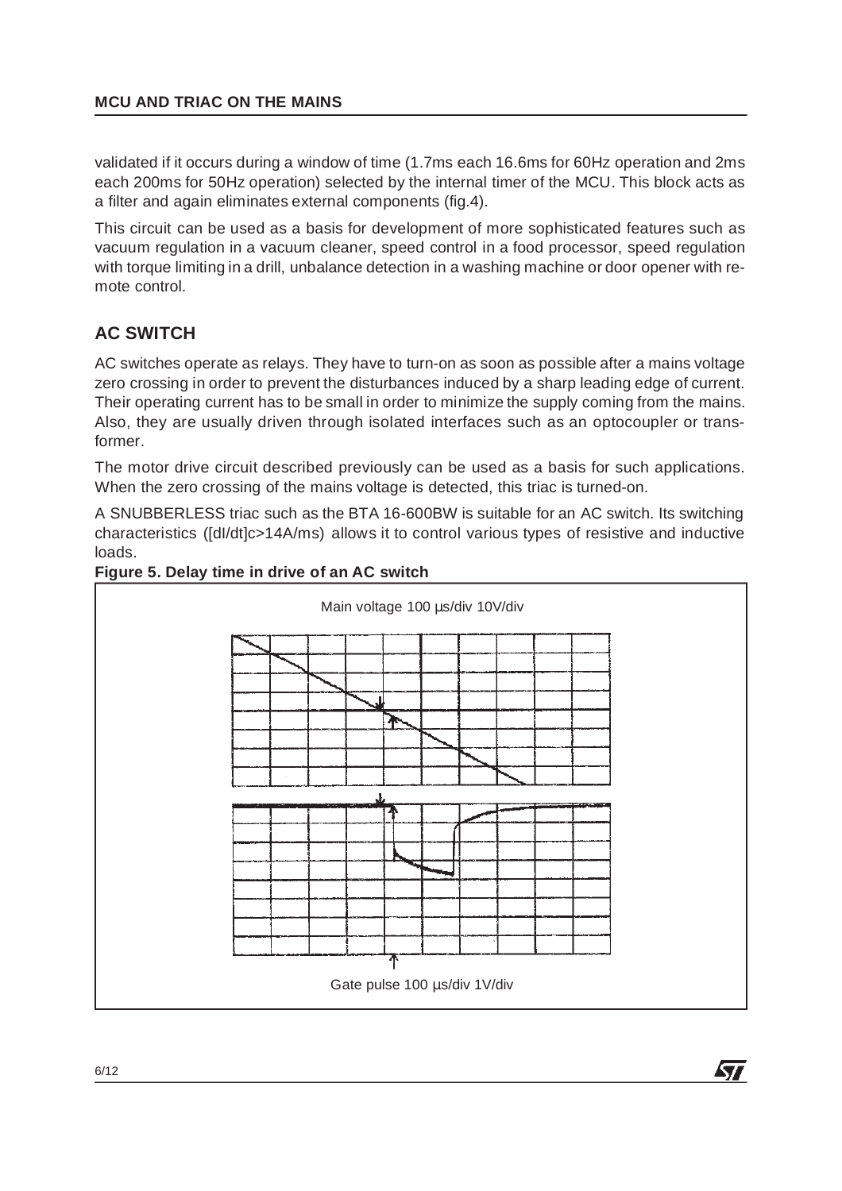validated if it occurs during a window of time (1.7ms each 16.6ms for 60Hz operation and 2ms each 200ms for 50Hz operation) selected by the internal timer of the MCU. This block acts as a filter and again eliminates external components (fig.4).

This circuit can be used as a basis for development of more sophisticated features such as vacuum regulation in a vacuum cleaner, speed control in a food processor, speed regulation with torque limiting in a drill, unbalance detection in a washing machine or door opener with remote control.

## AC SWITCH

AC switches operate as relays. They have to turn-on as soon as possible after a mains voltage zero crossing in order to prevent the disturbances induced by a sharp leading edge of current. Their operating current has to be small in order to minimize the supply coming from the mains. Also, they are usually driven through isolated interfaces such as an optocoupler or transformer.

The motor drive circuit described previously can be used as a basis for such applications. When the zero crossing of the mains voltage is detected, this triac is turned-on.

A SNUBBERLESS triac such as the BTA 16-600BW is suitable for an AC switch. Its switching characteristics ($[dI/dt]_c$>14A/ms) allows it to control various types of resistive and inductive loads.

**Figure 5. Delay time in drive of an AC switch**

Main voltage 100 µs/div 10V/div

Gate pulse 100 µs/div 1V/div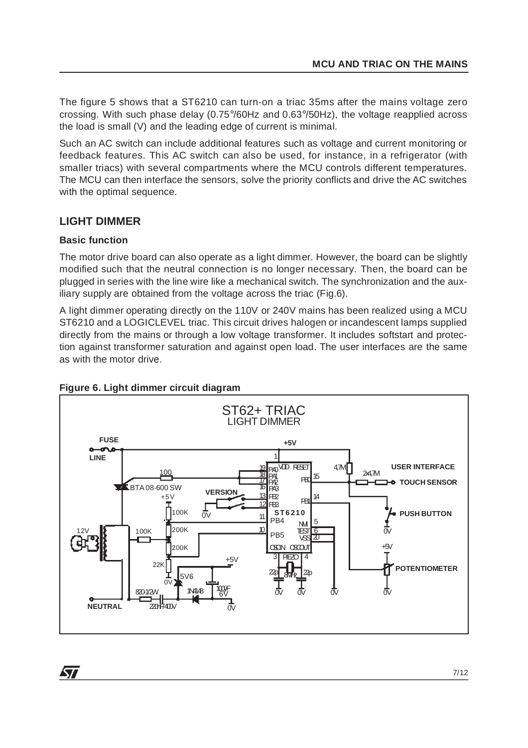The figure 5 shows that a ST6210 can turn-on a triac 35ms after the mains voltage zero crossing. With such phase delay (0.75°/60Hz and 0.63°/50Hz), the voltage reapplied across the load is small (V) and the leading edge of current is minimal.

Such an AC switch can include additional features such as voltage and current monitoring or feedback features. This AC switch can also be used, for instance, in a refrigerator (with smaller triacs) with several compartments where the MCU controls different temperatures. The MCU can then interface the sensors, solve the priority conflicts and drive the AC switches with the optimal sequence.

## LIGHT DIMMER

### Basic function

The motor drive board can also operate as a light dimmer. However, the board can be slightly modified such that the neutral connection is no longer necessary. Then, the board can be plugged in series with the line wire like a mechanical switch. The synchronization and the auxiliary supply are obtained from the voltage across the triac (Fig.6).

A light dimmer operating directly on the 110V or 240V mains has been realized using a MCU ST6210 and a LOGICLEVEL triac. This circuit drives halogen or incandescent lamps supplied directly from the mains or through a low voltage transformer. It includes softstart and protection against transformer saturation and against open load. The user interfaces are the same as with the motor drive.

**Figure 6. Light dimmer circuit diagram**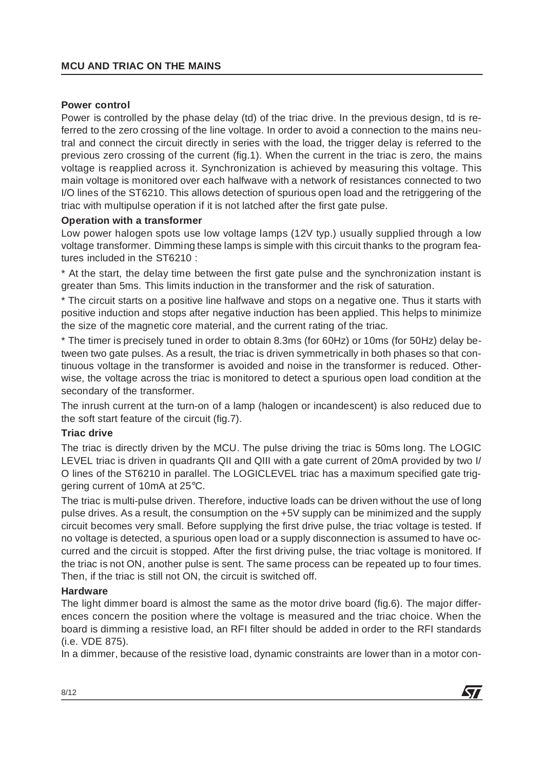### Power control

Power is controlled by the phase delay (td) of the triac drive. In the previous design, td is referred to the zero crossing of the line voltage. In order to avoid a connection to the mains neutral and connect the circuit directly in series with the load, the trigger delay is referred to the previous zero crossing of the current (fig.1). When the current in the triac is zero, the mains voltage is reapplied across it. Synchronization is achieved by measuring this voltage. This main voltage is monitored over each halfwave with a network of resistances connected to two I/O lines of the ST6210. This allows detection of spurious open load and the retriggering of the triac with multipulse operation if it is not latched after the first gate pulse.

### Operation with a transformer

Low power halogen spots use low voltage lamps (12V typ.) usually supplied through a low voltage transformer. Dimming these lamps is simple with this circuit thanks to the program features included in the ST6210 :

* At the start, the delay time between the first gate pulse and the synchronization instant is greater than 5ms. This limits induction in the transformer and the risk of saturation.

* The circuit starts on a positive line halfwave and stops on a negative one. Thus it starts with positive induction and stops after negative induction has been applied. This helps to minimize the size of the magnetic core material, and the current rating of the triac.

* The timer is precisely tuned in order to obtain 8.3ms (for 60Hz) or 10ms (for 50Hz) delay between two gate pulses. As a result, the triac is driven symmetrically in both phases so that continuous voltage in the transformer is avoided and noise in the transformer is reduced. Otherwise, the voltage across the triac is monitored to detect a spurious open load condition at the secondary of the transformer.

The inrush current at the turn-on of a lamp (halogen or incandescent) is also reduced due to the soft start feature of the circuit (fig.7).

### Triac drive

The triac is directly driven by the MCU. The pulse driving the triac is 50ms long. The LOGIC LEVEL triac is driven in quadrants QII and QIII with a gate current of 20mA provided by two I/O lines of the ST6210 in parallel. The LOGICLEVEL triac has a maximum specified gate triggering current of 10mA at 25°C.

The triac is multi-pulse driven. Therefore, inductive loads can be driven without the use of long pulse drives. As a result, the consumption on the +5V supply can be minimized and the supply circuit becomes very small. Before supplying the first drive pulse, the triac voltage is tested. If no voltage is detected, a spurious open load or a supply disconnection is assumed to have occurred and the circuit is stopped. After the first driving pulse, the triac voltage is monitored. If the triac is not ON, another pulse is sent. The same process can be repeated up to four times. Then, if the triac is still not ON, the circuit is switched off.

### Hardware

The light dimmer board is almost the same as the motor drive board (fig.6). The major differences concern the position where the voltage is measured and the triac choice. When the board is dimming a resistive load, an RFI filter should be added in order to the RFI standards (i.e. VDE 875).

In a dimmer, because of the resistive load, dynamic constraints are lower than in a motor con-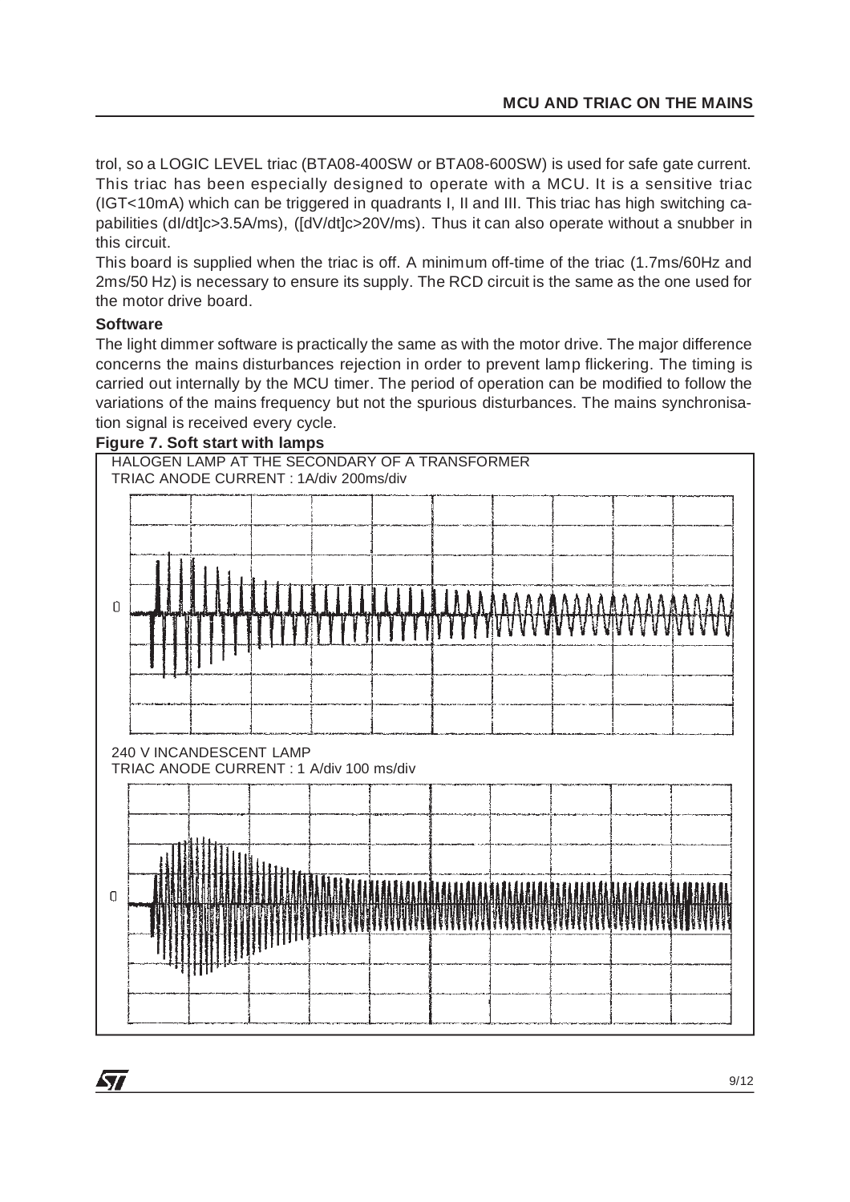trol, so a LOGIC LEVEL triac (BTA08-400SW or BTA08-600SW) is used for safe gate current. This triac has been especially designed to operate with a MCU. It is a sensitive triac (IGT<10mA) which can be triggered in quadrants I, II and III. This triac has high switching capabilities (dI/dt]c>3.5A/ms), ([dV/dt]c>20V/ms). Thus it can also operate without a snubber in this circuit.

This board is supplied when the triac is off. A minimum off-time of the triac (1.7ms/60Hz and 2ms/50 Hz) is necessary to ensure its supply. The RCD circuit is the same as the one used for the motor drive board.

**Software**

The light dimmer software is practically the same as with the motor drive. The major difference concerns the mains disturbances rejection in order to prevent lamp flickering. The timing is carried out internally by the MCU timer. The period of operation can be modified to follow the variations of the mains frequency but not the spurious disturbances. The mains synchronisation signal is received every cycle.

**Figure 7. Soft start with lamps**

HALOGEN LAMP AT THE SECONDARY OF A TRANSFORMER
TRIAC ANODE CURRENT : 1A/div 200ms/div

0

240 V INCANDESCENT LAMP
TRIAC ANODE CURRENT : 1 A/div 100 ms/div

0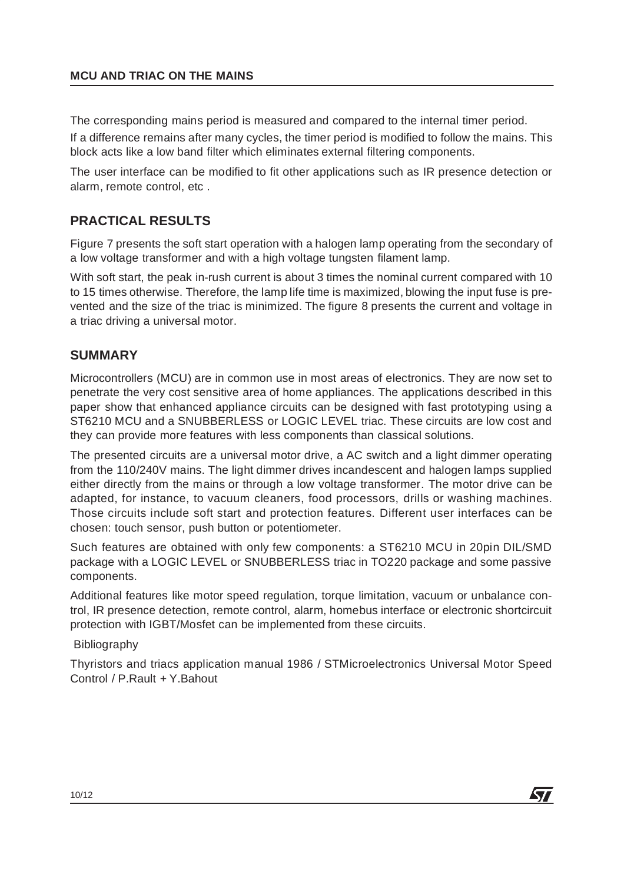The corresponding mains period is measured and compared to the internal timer period.

If a difference remains after many cycles, the timer period is modified to follow the mains. This block acts like a low band filter which eliminates external filtering components.

The user interface can be modified to fit other applications such as IR presence detection or alarm, remote control, etc .

## PRACTICAL RESULTS

Figure 7 presents the soft start operation with a halogen lamp operating from the secondary of a low voltage transformer and with a high voltage tungsten filament lamp.

With soft start, the peak in-rush current is about 3 times the nominal current compared with 10 to 15 times otherwise. Therefore, the lamp life time is maximized, blowing the input fuse is prevented and the size of the triac is minimized. The figure 8 presents the current and voltage in a triac driving a universal motor.

## SUMMARY

Microcontrollers (MCU) are in common use in most areas of electronics. They are now set to penetrate the very cost sensitive area of home appliances. The applications described in this paper show that enhanced appliance circuits can be designed with fast prototyping using a ST6210 MCU and a SNUBBERLESS or LOGIC LEVEL triac. These circuits are low cost and they can provide more features with less components than classical solutions.

The presented circuits are a universal motor drive, a AC switch and a light dimmer operating from the 110/240V mains. The light dimmer drives incandescent and halogen lamps supplied either directly from the mains or through a low voltage transformer. The motor drive can be adapted, for instance, to vacuum cleaners, food processors, drills or washing machines. Those circuits include soft start and protection features. Different user interfaces can be chosen: touch sensor, push button or potentiometer.

Such features are obtained with only few components: a ST6210 MCU in 20pin DIL/SMD package with a LOGIC LEVEL or SNUBBERLESS triac in TO220 package and some passive components.

Additional features like motor speed regulation, torque limitation, vacuum or unbalance control, IR presence detection, remote control, alarm, homebus interface or electronic shortcircuit protection with IGBT/Mosfet can be implemented from these circuits.

Bibliography

Thyristors and triacs application manual 1986 / STMicroelectronics Universal Motor Speed Control / P.Rault + Y.Bahout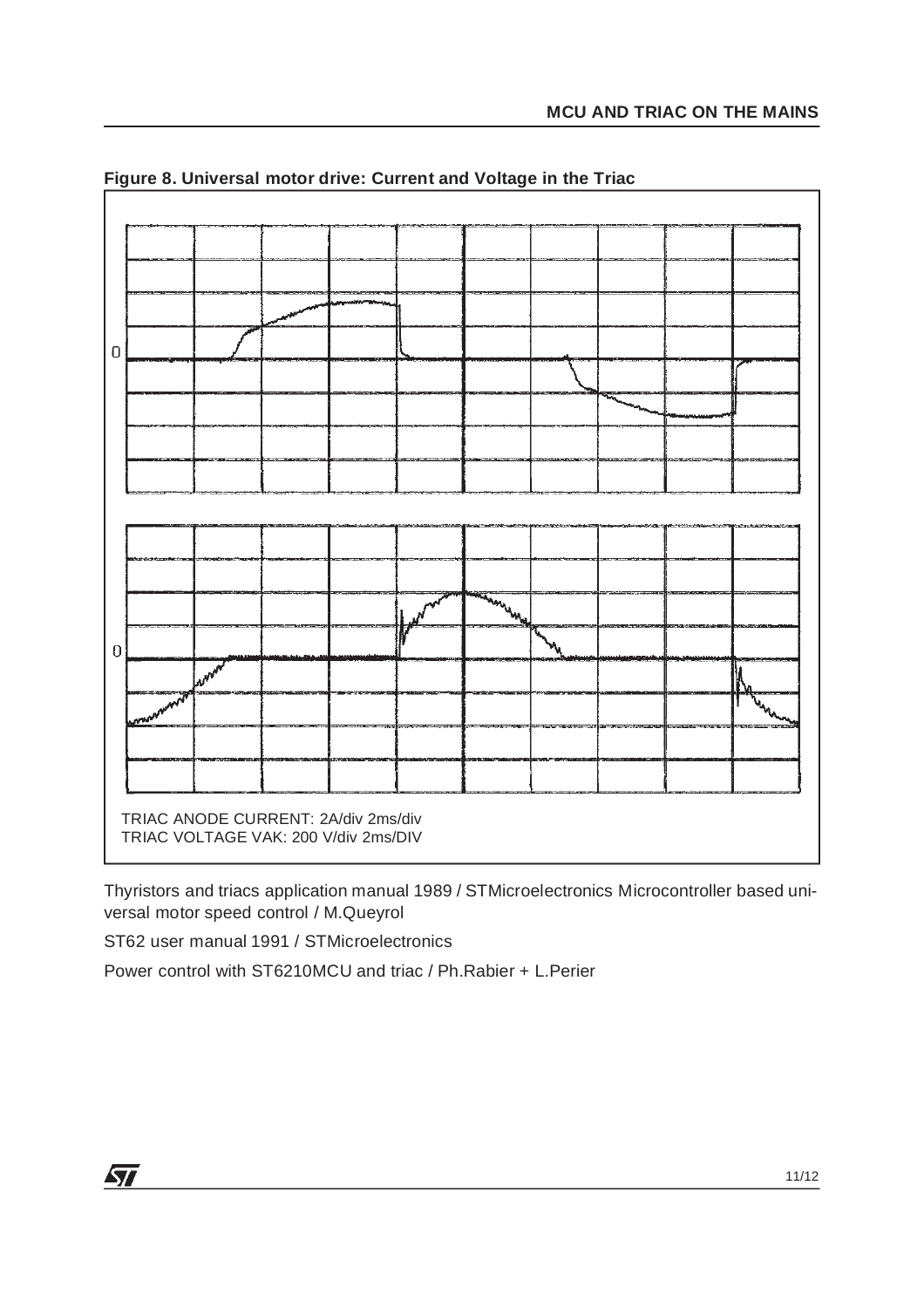**Figure 8. Universal motor drive: Current and Voltage in the Triac**

0

0

TRIAC ANODE CURRENT: 2A/div 2ms/div
TRIAC VOLTAGE VAK: 200 V/div 2ms/DIV

Thyristors and triacs application manual 1989 / STMicroelectronics Microcontroller based universal motor speed control / M.Queyrol

ST62 user manual 1991 / STMicroelectronics

Power control with ST6210MCU and triac / Ph.Rabier + L.Perier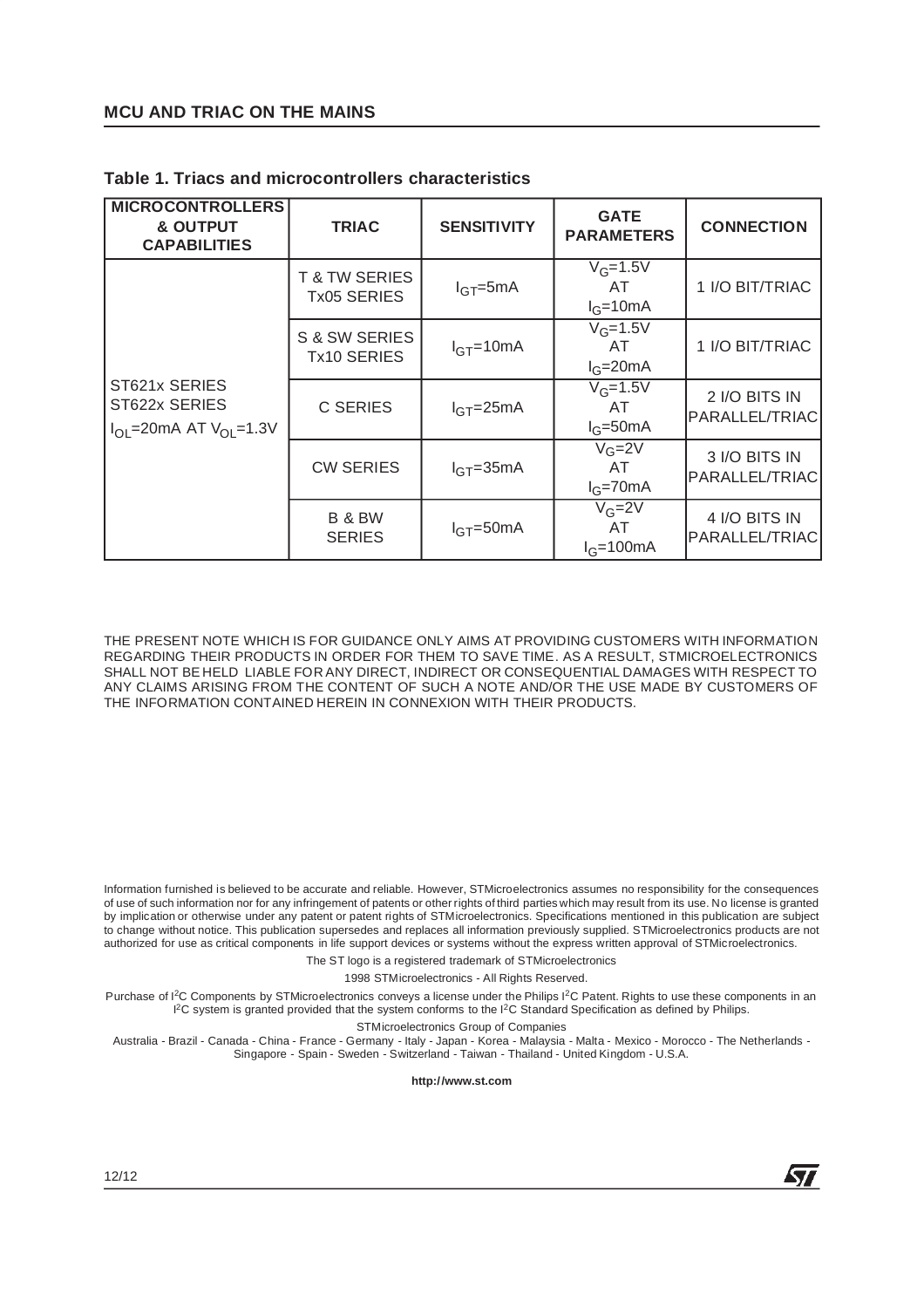**Table 1. Triacs and microcontrollers characteristics**

| MICROCONTROLLERS & OUTPUT CAPABILITIES | TRIAC | SENSITIVITY | GATE PARAMETERS | CONNECTION |
|---|---|---|---|---|
| ST621x SERIES ST622x SERIES $I_{OL}$=20mA AT $V_{OL}$=1.3V | T & TW SERIES Tx05 SERIES | $I_{GT}$=5mA | $V_G$=1.5V AT $I_G$=10mA | 1 I/O BIT/TRIAC |
| | S & SW SERIES Tx10 SERIES | $I_{GT}$=10mA | $V_G$=1.5V AT $I_G$=20mA | 1 I/O BIT/TRIAC |
| | C SERIES | $I_{GT}$=25mA | $V_G$=1.5V AT $I_G$=50mA | 2 I/O BITS IN PARALLEL/TRIAC |
| | CW SERIES | $I_{GT}$=35mA | $V_G$=2V AT $I_G$=70mA | 3 I/O BITS IN PARALLEL/TRIAC |
| | B & BW SERIES | $I_{GT}$=50mA | $V_G$=2V AT $I_G$=100mA | 4 I/O BITS IN PARALLEL/TRIAC |

THE PRESENT NOTE WHICH IS FOR GUIDANCE ONLY AIMS AT PROVIDING CUSTOMERS WITH INFORMATION REGARDING THEIR PRODUCTS IN ORDER FOR THEM TO SAVE TIME. AS A RESULT, STMICROELECTRONICS SHALL NOT BE HELD LIABLE FOR ANY DIRECT, INDIRECT OR CONSEQUENTIAL DAMAGES WITH RESPECT TO ANY CLAIMS ARISING FROM THE CONTENT OF SUCH A NOTE AND/OR THE USE MADE BY CUSTOMERS OF THE INFORMATION CONTAINED HEREIN IN CONNEXION WITH THEIR PRODUCTS.

Information furnished is believed to be accurate and reliable. However, STMicroelectronics assumes no responsibility for the consequences of use of such information nor for any infringement of patents or other rights of third parties which may result from its use. No license is granted by implication or otherwise under any patent or patent rights of STMicroelectronics. Specifications mentioned in this publication are subject to change without notice. This publication supersedes and replaces all information previously supplied. STMicroelectronics products are not authorized for use as critical components in life support devices or systems without the express written approval of STMicroelectronics.

The ST logo is a registered trademark of STMicroelectronics

1998 STMicroelectronics - All Rights Reserved.

Purchase of I[2]C Components by STMicroelectronics conveys a license under the Philips I[2]C Patent. Rights to use these components in an I[2]C system is granted provided that the system conforms to the I[2]C Standard Specification as defined by Philips.

STMicroelectronics Group of Companies

Australia - Brazil - Canada - China - France - Germany - Italy - Japan - Korea - Malaysia - Malta - Mexico - Morocco - The Netherlands - Singapore - Spain - Sweden - Switzerland - Taiwan - Thailand - United Kingdom - U.S.A.

**http://www.st.com**